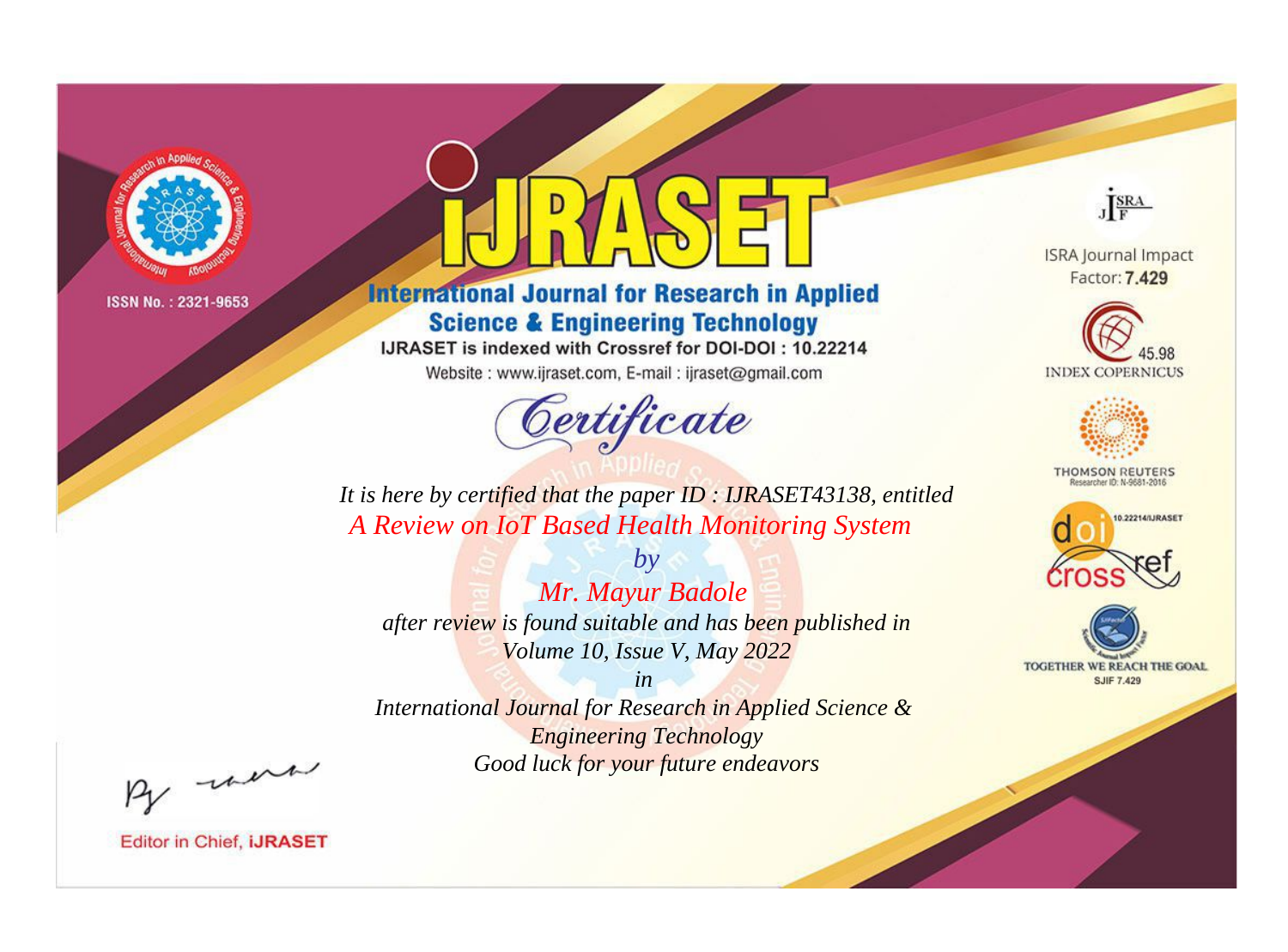ISSN No. : 2321-9653

# iJRASET

## International Journal for Research in Applied Science & Engineering Technology

IJRASET is indexed with Crossref for DOI-DOI : 10.22214

Website : www.ijraset.com, E-mail : ijraset@gmail.com

ISRA Journal Impact Factor: **7.429**

45.98 INDEX COPERNICUS

THOMSON REUTERS Researcher ID: N-9681-2016

10.22214/IJRASET

TOGETHER WE REACH THE GOAL SJIF 7.429

## *Certificate*

*It is here by certified that the paper ID : IJRASET43138, entitled*

*A Review on IoT Based Health Monitoring System*

*by*

*Mr. Mayur Badole*

*after review is found suitable and has been published in*

*Volume 10, Issue V, May 2022*

*in*

*International Journal for Research in Applied Science & Engineering Technology*

*Good luck for your future endeavors*

Editor in Chief, **iJRASET**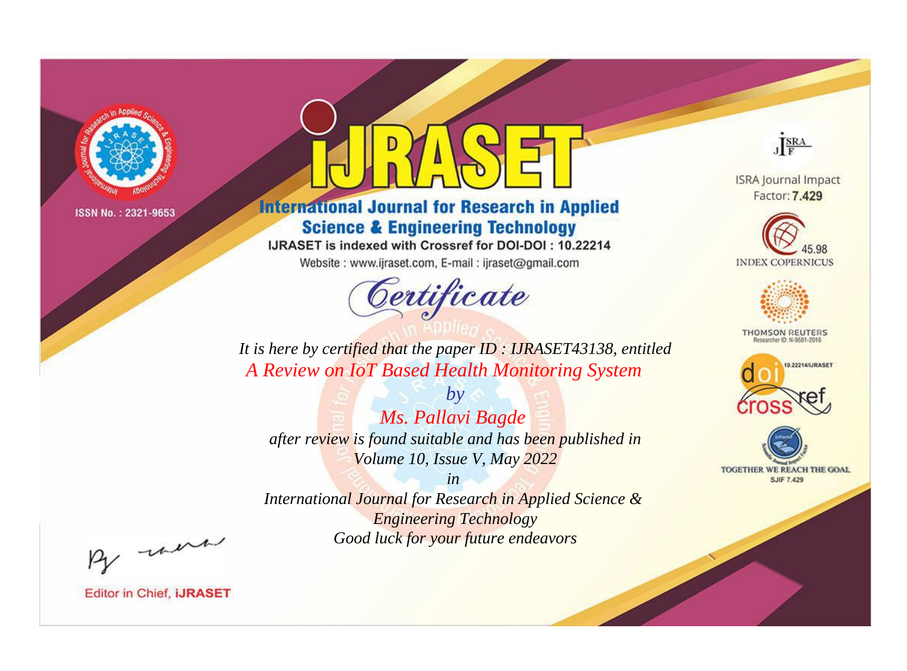ISSN No. : 2321-9653

# iJRASET

## International Journal for Research in Applied Science & Engineering Technology

IJRASET is indexed with Crossref for DOI-DOI : 10.22214

Website : www.ijraset.com, E-mail : ijraset@gmail.com

ISRA Journal Impact Factor: **7.429**

45.98 INDEX COPERNICUS

THOMSON REUTERS Researcher ID: N-9681-2016

10.22214/IJRASET

TOGETHER WE REACH THE GOAL SJIF 7.429

# *Certificate*

*It is here by certified that the paper ID : IJRASET43138, entitled*

*A Review on IoT Based Health Monitoring System*

*by*

*Ms. Pallavi Bagde*

*after review is found suitable and has been published in*

*Volume 10, Issue V, May 2022*

*in*

*International Journal for Research in Applied Science & Engineering Technology*

*Good luck for your future endeavors*

Editor in Chief, **iJRASET**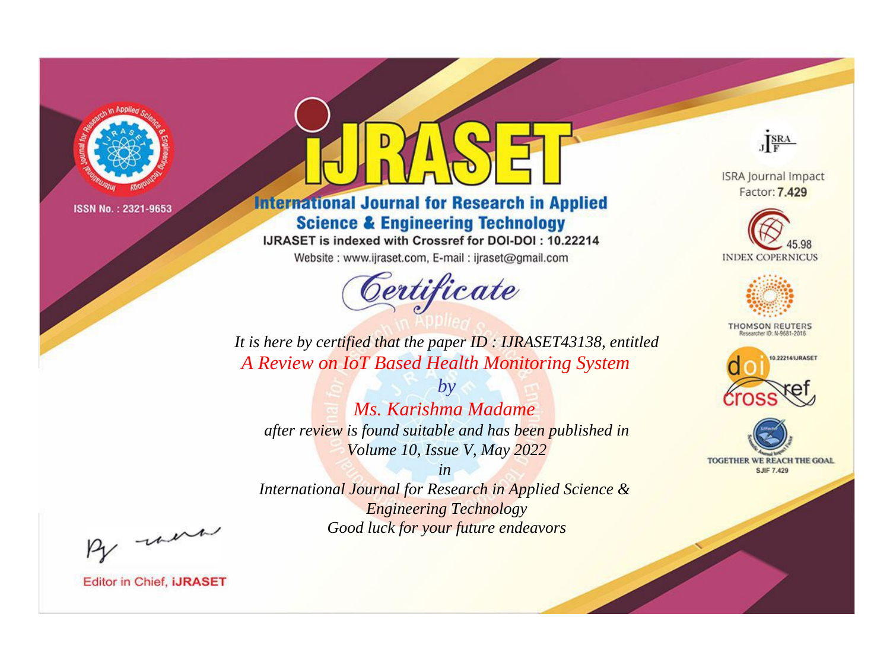ISSN No. : 2321-9653

# International Journal for Research in Applied Science & Engineering Technology

IJRASET is indexed with Crossref for DOI-DOI : 10.22214

Website : www.ijraset.com, E-mail : ijraset@gmail.com

## Certificate

*It is here by certified that the paper ID : IJRASET43138, entitled*

*A Review on IoT Based Health Monitoring System*

*by*

*Ms. Karishma Madame*

*after review is found suitable and has been published in*

*Volume 10, Issue V, May 2022*

*in*

*International Journal for Research in Applied Science & Engineering Technology*

*Good luck for your future endeavors*

ISRA Journal Impact Factor: **7.429**

45.98 INDEX COPERNICUS

THOMSON REUTERS Researcher ID: N-9681-2016

10.22214/IJRASET

TOGETHER WE REACH THE GOAL SJIF 7.429

Editor in Chief, **iJRASET**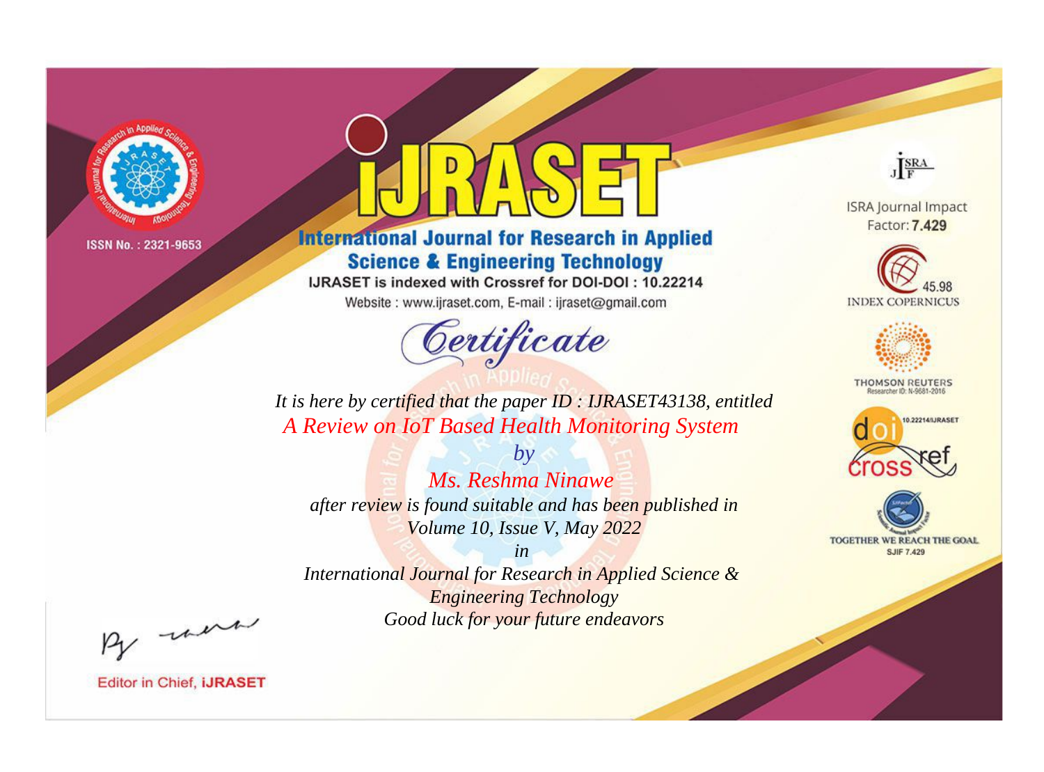ISSN No. : 2321-9653

# iJRASET

## International Journal for Research in Applied Science & Engineering Technology

IJRASET is indexed with Crossref for DOI-DOI : 10.22214

Website : www.ijraset.com, E-mail : ijraset@gmail.com

# Certificate

*It is here by certified that the paper ID : IJRASET43138, entitled*

*A Review on IoT Based Health Monitoring System*

*by*

*Ms. Reshma Ninawe*

*after review is found suitable and has been published in*

*Volume 10, Issue V, May 2022*

*in*

*International Journal for Research in Applied Science & Engineering Technology*

*Good luck for your future endeavors*

ISRA Journal Impact Factor: **7.429**

45.98 INDEX COPERNICUS

THOMSON REUTERS Researcher ID: N-9681-2016

10.22214/IJRASET

TOGETHER WE REACH THE GOAL SJIF 7.429

Editor in Chief, **iJRASET**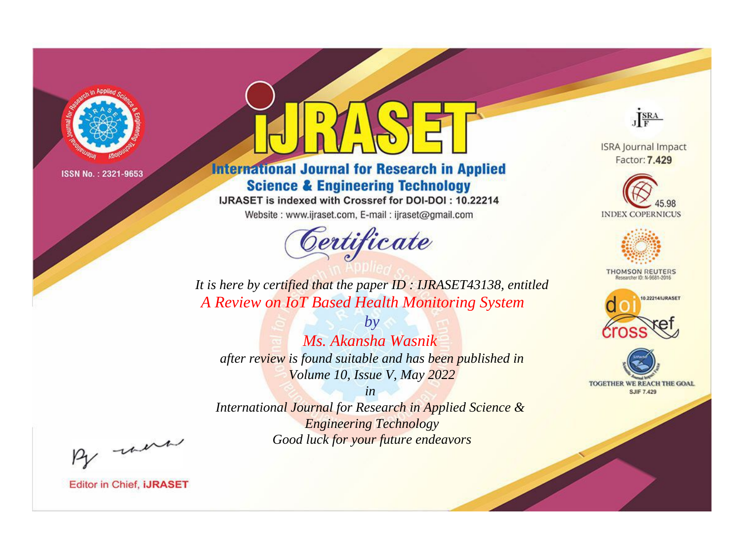ISSN No. : 2321-9653

# iJRASET

## International Journal for Research in Applied Science & Engineering Technology

IJRASET is indexed with Crossref for DOI-DOI : 10.22214

Website : www.ijraset.com, E-mail : ijraset@gmail.com

*Certificate*

*It is here by certified that the paper ID : IJRASET43138, entitled*

*A Review on IoT Based Health Monitoring System*

*by*

*Ms. Akansha Wasnik*

*after review is found suitable and has been published in*

*Volume 10, Issue V, May 2022*

*in*

*International Journal for Research in Applied Science & Engineering Technology*

*Good luck for your future endeavors*

ISRA Journal Impact Factor: **7.429**

45.98 INDEX COPERNICUS

THOMSON REUTERS Researcher ID: N-9681-2016

10.22214/IJRASET

TOGETHER WE REACH THE GOAL SJIF 7.429

Editor in Chief, **iJRASET**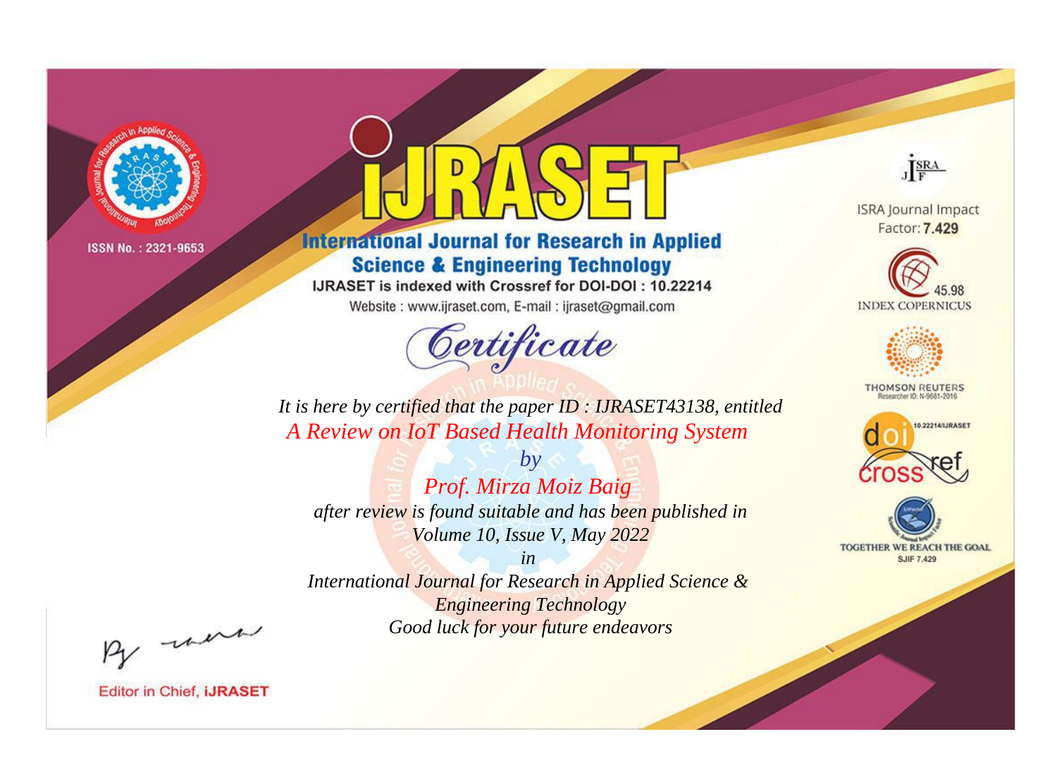ISSN No. : 2321-9653

# iJRASET

## International Journal for Research in Applied Science & Engineering Technology

IJRASET is indexed with Crossref for DOI-DOI : 10.22214

Website : www.ijraset.com, E-mail : ijraset@gmail.com

ISRA Journal Impact Factor: **7.429**

45.98 INDEX COPERNICUS

THOMSON REUTERS Researcher ID: N-9681-2016

10.22214/IJRASET

TOGETHER WE REACH THE GOAL SJIF 7.429

*Certificate*

*It is here by certified that the paper ID : IJRASET43138, entitled*

*A Review on IoT Based Health Monitoring System*

*by*

*Prof. Mirza Moiz Baig*

*after review is found suitable and has been published in*

*Volume 10, Issue V, May 2022*

*in*

*International Journal for Research in Applied Science & Engineering Technology*

*Good luck for your future endeavors*

Editor in Chief, **iJRASET**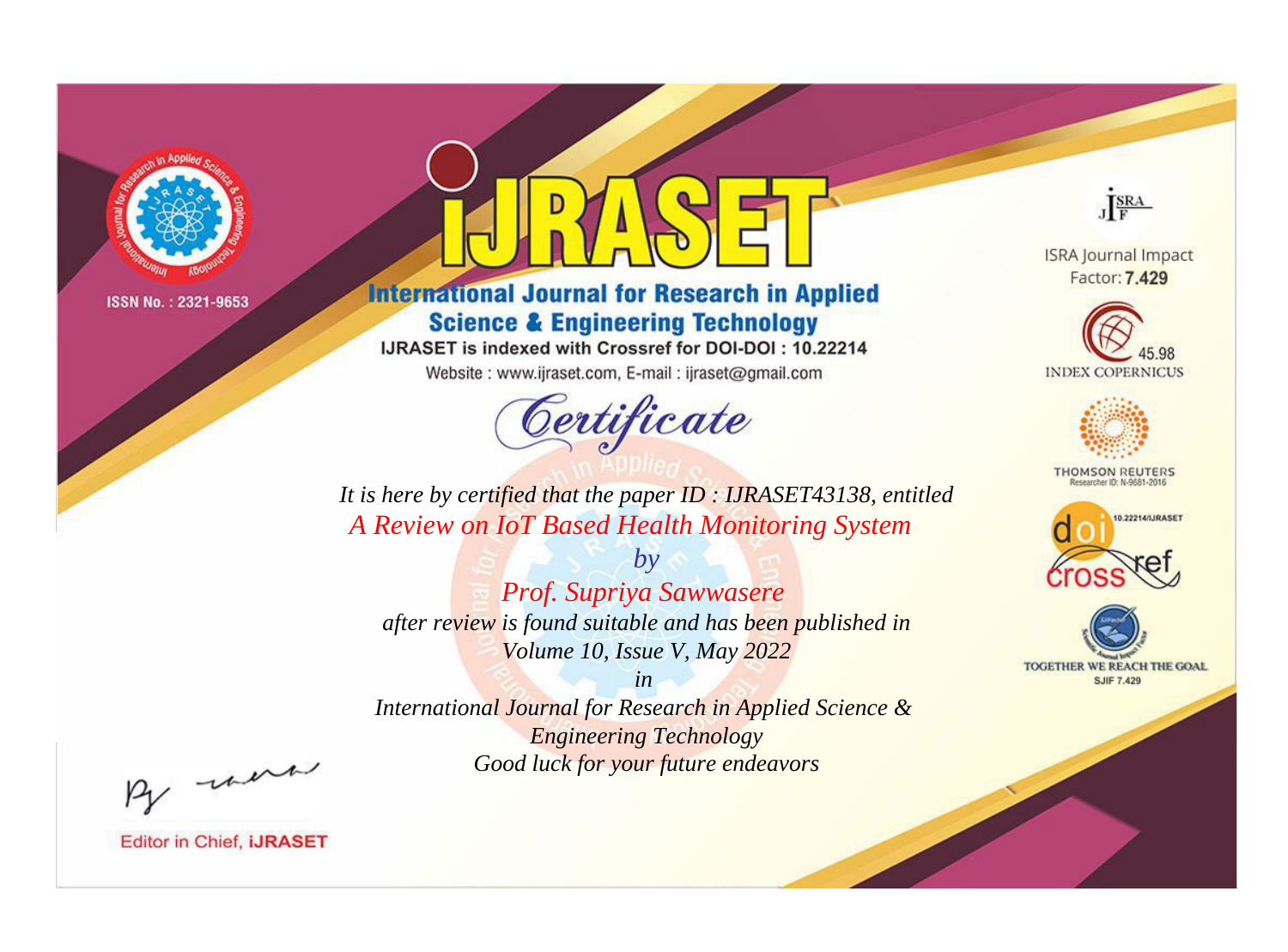ISSN No. : 2321-9653

# IJRASET

## International Journal for Research in Applied Science & Engineering Technology

IJRASET is indexed with Crossref for DOI-DOI : 10.22214

Website : www.ijraset.com, E-mail : ijraset@gmail.com

## Certificate

*It is here by certified that the paper ID : IJRASET43138, entitled*

*A Review on IoT Based Health Monitoring System*

*by*

*Prof. Supriya Sawwasere*

*after review is found suitable and has been published in*

*Volume 10, Issue V, May 2022*

*in*

*International Journal for Research in Applied Science & Engineering Technology*

*Good luck for your future endeavors*

ISRA Journal Impact Factor: **7.429**

45.98 INDEX COPERNICUS

THOMSON REUTERS Researcher ID: N-9681-2016

10.22214/IJRASET

TOGETHER WE REACH THE GOAL SJIF 7.429

Editor in Chief, **iJRASET**